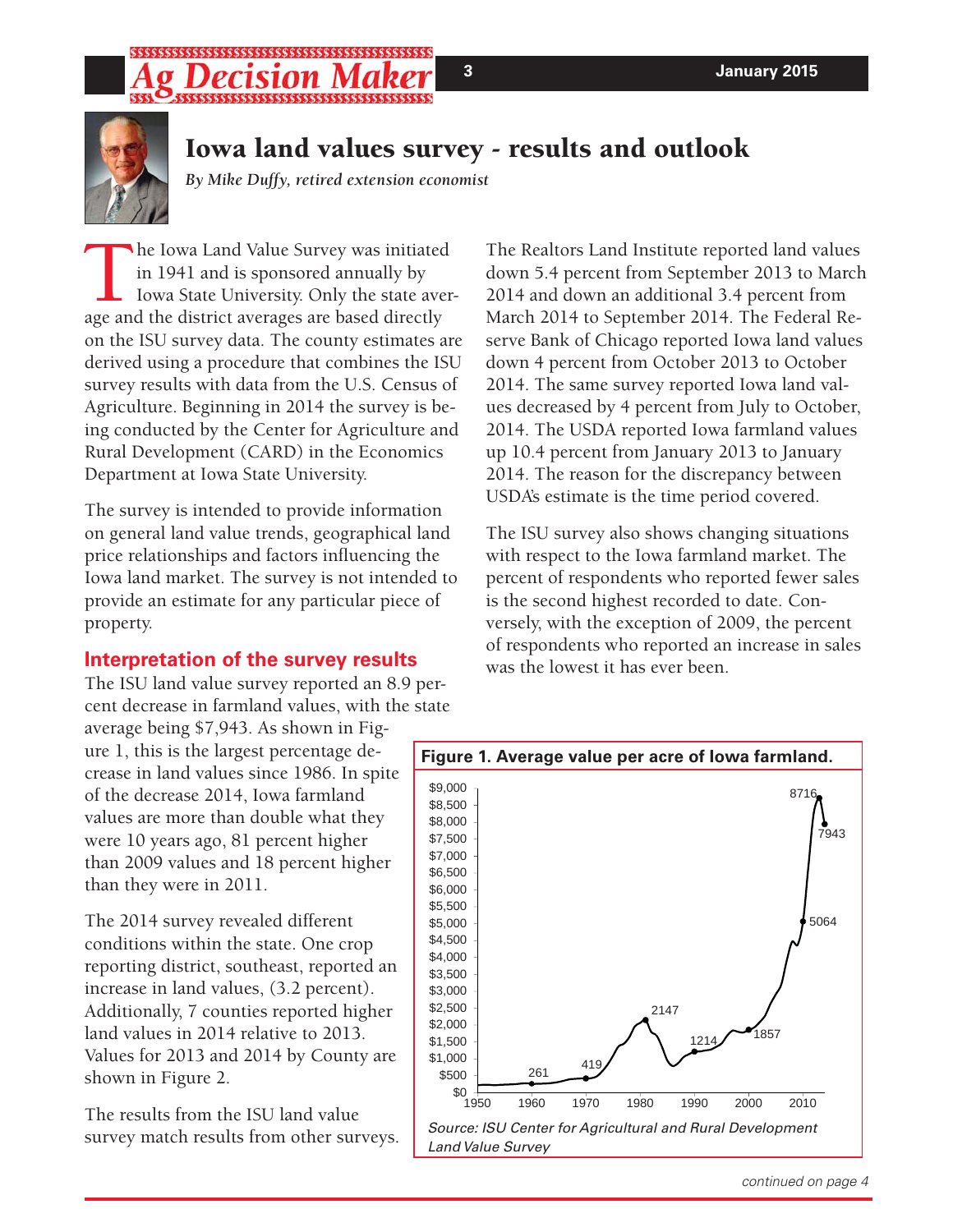# Iowa land values survey - results and outlook

*By Mike Duffy, retired extension economist*

The Iowa Land Value Survey was initiated in 1941 and is sponsored annually by Iowa State University. Only the state average and the district averages are based directly on the ISU survey data. The county estimates are derived using a procedure that combines the ISU survey results with data from the U.S. Census of Agriculture. Beginning in 2014 the survey is being conducted by the Center for Agriculture and Rural Development (CARD) in the Economics Department at Iowa State University.

The survey is intended to provide information on general land value trends, geographical land price relationships and factors influencing the Iowa land market. The survey is not intended to provide an estimate for any particular piece of property.

## Interpretation of the survey results

The ISU land value survey reported an 8.9 percent decrease in farmland values, with the state average being $7,943. As shown in Figure 1, this is the largest percentage decrease in land values since 1986. In spite of the decrease 2014, Iowa farmland values are more than double what they were 10 years ago, 81 percent higher than 2009 values and 18 percent higher than they were in 2011.

The 2014 survey revealed different conditions within the state. One crop reporting district, southeast, reported an increase in land values, (3.2 percent). Additionally, 7 counties reported higher land values in 2014 relative to 2013. Values for 2013 and 2014 by County are shown in Figure 2.

The results from the ISU land value survey match results from other surveys. The Realtors Land Institute reported land values down 5.4 percent from September 2013 to March 2014 and down an additional 3.4 percent from March 2014 to September 2014. The Federal Reserve Bank of Chicago reported Iowa land values down 4 percent from October 2013 to October 2014. The same survey reported Iowa land values decreased by 4 percent from July to October, 2014. The USDA reported Iowa farmland values up 10.4 percent from January 2013 to January 2014. The reason for the discrepancy between USDA's estimate is the time period covered.

The ISU survey also shows changing situations with respect to the Iowa farmland market. The percent of respondents who reported fewer sales is the second highest recorded to date. Conversely, with the exception of 2009, the percent of respondents who reported an increase in sales was the lowest it has ever been.

**Figure 1. Average value per acre of Iowa farmland.**

*Source: ISU Center for Agricultural and Rural Development Land Value Survey*

*continued on page 4*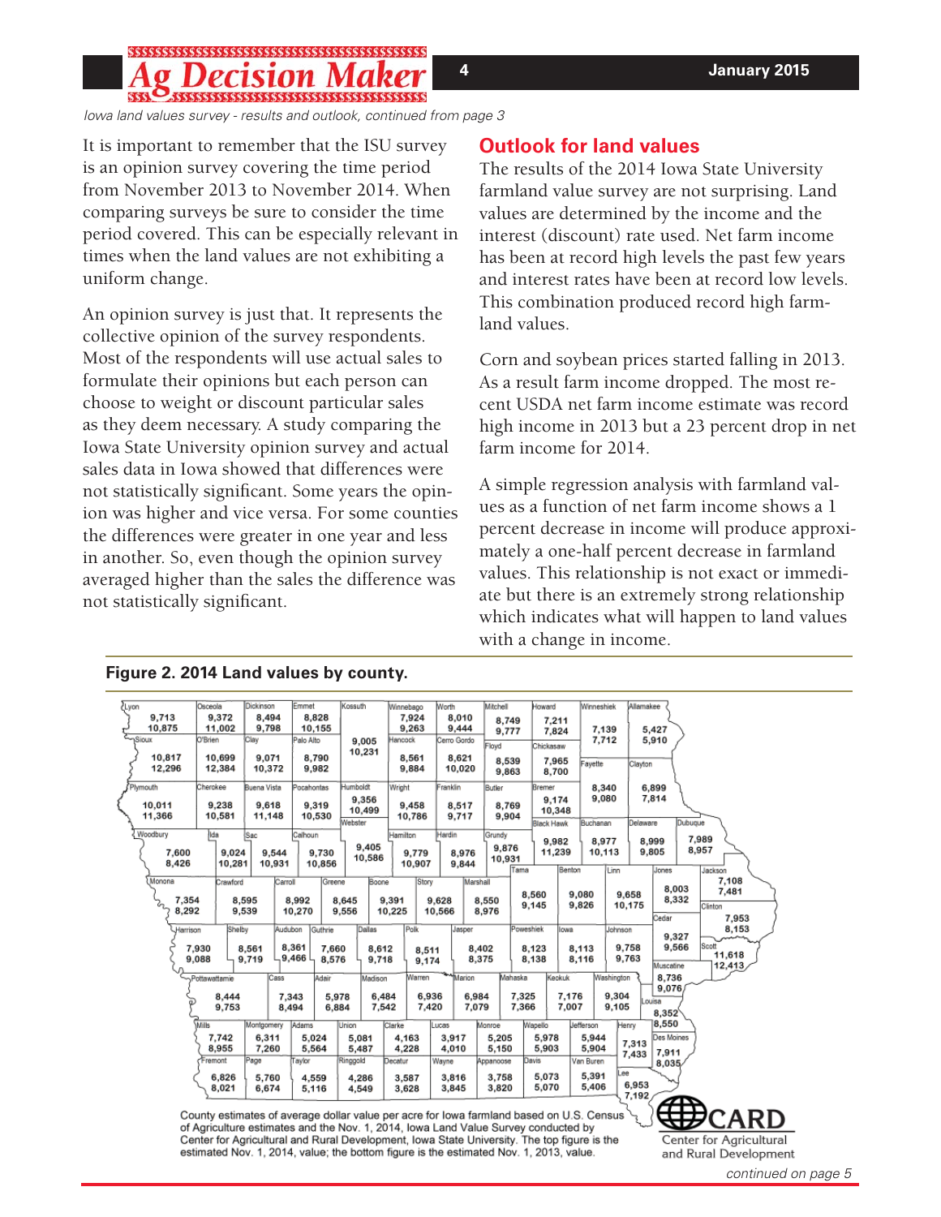*Iowa land values survey - results and outlook, continued from page 3*

It is important to remember that the ISU survey is an opinion survey covering the time period from November 2013 to November 2014. When comparing surveys be sure to consider the time period covered. This can be especially relevant in times when the land values are not exhibiting a uniform change.

An opinion survey is just that. It represents the collective opinion of the survey respondents. Most of the respondents will use actual sales to formulate their opinions but each person can choose to weight or discount particular sales as they deem necessary. A study comparing the Iowa State University opinion survey and actual sales data in Iowa showed that differences were not statistically significant. Some years the opinion was higher and vice versa. For some counties the differences were greater in one year and less in another. So, even though the opinion survey averaged higher than the sales the difference was not statistically significant.

## Outlook for land values

The results of the 2014 Iowa State University farmland value survey are not surprising. Land values are determined by the income and the interest (discount) rate used. Net farm income has been at record high levels the past few years and interest rates have been at record low levels. This combination produced record high farmland values.

Corn and soybean prices started falling in 2013. As a result farm income dropped. The most recent USDA net farm income estimate was record high income in 2013 but a 23 percent drop in net farm income for 2014.

A simple regression analysis with farmland values as a function of net farm income shows a 1 percent decrease in income will produce approximately a one-half percent decrease in farmland values. This relationship is not exact or immediate but there is an extremely strong relationship which indicates what will happen to land values with a change in income.

**Figure 2. 2014 Land values by county.**

| County | Nov. 1, 2014 | Nov. 1, 2013 |
|---|---|---|
| Lyon | 9,713 | 10,875 |
| Osceola | 9,372 | 11,002 |
| Dickinson | 8,494 | 9,798 |
| Emmet | 8,828 | 10,155 |
| Kossuth | 9,005 | 10,231 |
| Winnebago | 7,924 | 9,263 |
| Worth | 8,010 | 9,444 |
| Mitchell | 8,749 | 9,777 |
| Howard | 7,211 | 7,824 |
| Winneshiek | 7,139 | 7,712 |
| Allamakee | 5,427 | 5,910 |
| Sioux | 10,817 | 12,296 |
| O'Brien | 10,699 | 12,384 |
| Clay | 9,071 | 10,372 |
| Palo Alto | 8,790 | 9,982 |
| Hancock | 8,561 | 9,884 |
| Cerro Gordo | 8,621 | 10,020 |
| Floyd | 8,539 | 9,863 |
| Chickasaw | 7,965 | 8,700 |
| Fayette | 8,340 | 9,080 |
| Clayton | 6,899 | 7,814 |
| Plymouth | 10,011 | 11,366 |
| Cherokee | 9,238 | 10,581 |
| Buena Vista | 9,618 | 11,148 |
| Pocahontas | 9,319 | 10,530 |
| Humboldt | 9,356 | 10,499 |
| Wright | 9,458 | 10,786 |
| Franklin | 8,517 | 9,717 |
| Butler | 8,769 | 9,904 |
| Bremer | 9,174 | 10,348 |
| Black Hawk | 9,982 | 11,239 |
| Buchanan | 8,977 | 10,113 |
| Delaware | 8,999 | 9,805 |
| Dubuque | 7,989 | 8,957 |
| Woodbury | 7,600 | 8,426 |
| Ida | 9,024 | 10,281 |
| Sac | 9,544 | 10,931 |
| Calhoun | 9,730 | 10,856 |
| Webster | 9,405 | 10,586 |
| Hamilton | 9,779 | 10,907 |
| Hardin | 8,976 | 9,844 |
| Grundy | 9,876 | 10,931 |
| Monona | 7,354 | 8,292 |
| Crawford | 8,595 | 9,539 |
| Carroll | 8,992 | 10,270 |
| Greene | 8,645 | 9,556 |
| Boone | 9,391 | 10,225 |
| Story | 9,628 | 10,566 |
| Marshall | 8,550 | 8,976 |
| Tama | 8,560 | 9,145 |
| Benton | 9,080 | 9,826 |
| Linn | 9,658 | 10,175 |
| Jones | 8,003 | 8,332 |
| Jackson | 7,108 | 7,481 |
| Clinton | 7,953 | 8,153 |
| Cedar | 9,327 | 9,566 |
| Harrison | 7,930 | 9,088 |
| Shelby | 8,561 | 9,719 |
| Audubon | 8,361 | 9,466 |
| Guthrie | 7,660 | 8,576 |
| Dallas | 8,612 | 9,718 |
| Polk | 8,511 | 9,174 |
| Jasper | 8,402 | 8,375 |
| Poweshiek | 8,123 | 8,138 |
| Iowa | 8,113 | 8,116 |
| Johnson | 9,758 | 9,763 |
| Scott | 11,618 | 12,413 |
| Muscatine | 8,736 | 9,076 |
| Pottawattamie | 8,444 | 9,753 |
| Cass | 7,343 | 8,494 |
| Adair | 5,978 | 6,884 |
| Madison | 6,484 | 7,542 |
| Warren | 6,936 | 7,420 |
| Marion | 6,984 | 7,079 |
| Mahaska | 7,325 | 7,366 |
| Keokuk | 7,176 | 7,007 |
| Washington | 9,304 | 9,105 |
| Louisa | 8,352 | 8,550 |
| Mills | 7,742 | 8,955 |
| Montgomery | 6,311 | 7,260 |
| Adams | 5,024 | 5,564 |
| Union | 5,081 | 5,487 |
| Clarke | 4,163 | 4,228 |
| Lucas | 3,917 | 4,010 |
| Monroe | 5,205 | 5,150 |
| Wapello | 5,978 | 5,903 |
| Jefferson | 5,944 | 5,904 |
| Henry | 7,313 | 7,433 |
| Des Moines | 7,911 | 8,035 |
| Fremont | 6,826 | 8,021 |
| Page | 5,760 | 6,674 |
| Taylor | 4,559 | 5,116 |
| Ringgold | 4,286 | 4,549 |
| Decatur | 3,587 | 3,628 |
| Wayne | 3,816 | 3,845 |
| Appanoose | 3,758 | 3,820 |
| Davis | 5,073 | 5,070 |
| Van Buren | 5,391 | 5,406 |
| Lee | 6,953 | 7,192 |

County estimates of average dollar value per acre for Iowa farmland based on U.S. Census of Agriculture estimates and the Nov. 1, 2014, Iowa Land Value Survey conducted by Center for Agricultural and Rural Development, Iowa State University. The top figure is the estimated Nov. 1, 2014, value; the bottom figure is the estimated Nov. 1, 2013, value.

CARD – Center for Agricultural and Rural Development

*continued on page 5*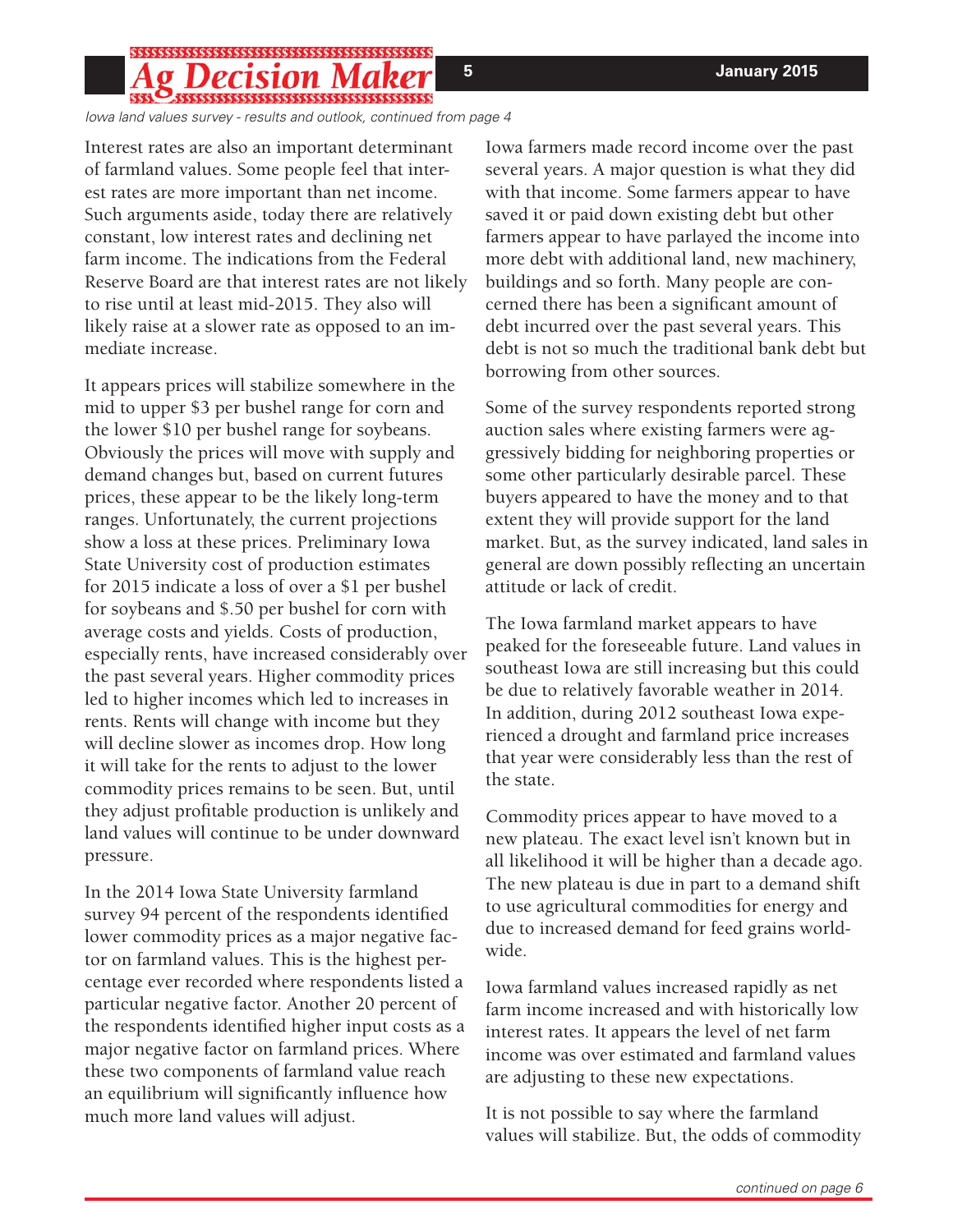*Iowa land values survey - results and outlook, continued from page 4*

Interest rates are also an important determinant of farmland values. Some people feel that interest rates are more important than net income. Such arguments aside, today there are relatively constant, low interest rates and declining net farm income. The indications from the Federal Reserve Board are that interest rates are not likely to rise until at least mid-2015. They also will likely raise at a slower rate as opposed to an immediate increase.

It appears prices will stabilize somewhere in the mid to upper $3 per bushel range for corn and the lower $10 per bushel range for soybeans. Obviously the prices will move with supply and demand changes but, based on current futures prices, these appear to be the likely long-term ranges. Unfortunately, the current projections show a loss at these prices. Preliminary Iowa State University cost of production estimates for 2015 indicate a loss of over a $1 per bushel for soybeans and $.50 per bushel for corn with average costs and yields. Costs of production, especially rents, have increased considerably over the past several years. Higher commodity prices led to higher incomes which led to increases in rents. Rents will change with income but they will decline slower as incomes drop. How long it will take for the rents to adjust to the lower commodity prices remains to be seen. But, until they adjust profitable production is unlikely and land values will continue to be under downward pressure.

In the 2014 Iowa State University farmland survey 94 percent of the respondents identified lower commodity prices as a major negative factor on farmland values. This is the highest percentage ever recorded where respondents listed a particular negative factor. Another 20 percent of the respondents identified higher input costs as a major negative factor on farmland prices. Where these two components of farmland value reach an equilibrium will significantly influence how much more land values will adjust.

Iowa farmers made record income over the past several years. A major question is what they did with that income. Some farmers appear to have saved it or paid down existing debt but other farmers appear to have parlayed the income into more debt with additional land, new machinery, buildings and so forth. Many people are concerned there has been a significant amount of debt incurred over the past several years. This debt is not so much the traditional bank debt but borrowing from other sources.

Some of the survey respondents reported strong auction sales where existing farmers were aggressively bidding for neighboring properties or some other particularly desirable parcel. These buyers appeared to have the money and to that extent they will provide support for the land market. But, as the survey indicated, land sales in general are down possibly reflecting an uncertain attitude or lack of credit.

The Iowa farmland market appears to have peaked for the foreseeable future. Land values in southeast Iowa are still increasing but this could be due to relatively favorable weather in 2014. In addition, during 2012 southeast Iowa experienced a drought and farmland price increases that year were considerably less than the rest of the state.

Commodity prices appear to have moved to a new plateau. The exact level isn't known but in all likelihood it will be higher than a decade ago. The new plateau is due in part to a demand shift to use agricultural commodities for energy and due to increased demand for feed grains worldwide.

Iowa farmland values increased rapidly as net farm income increased and with historically low interest rates. It appears the level of net farm income was over estimated and farmland values are adjusting to these new expectations.

It is not possible to say where the farmland values will stabilize. But, the odds of commodity

*continued on page 6*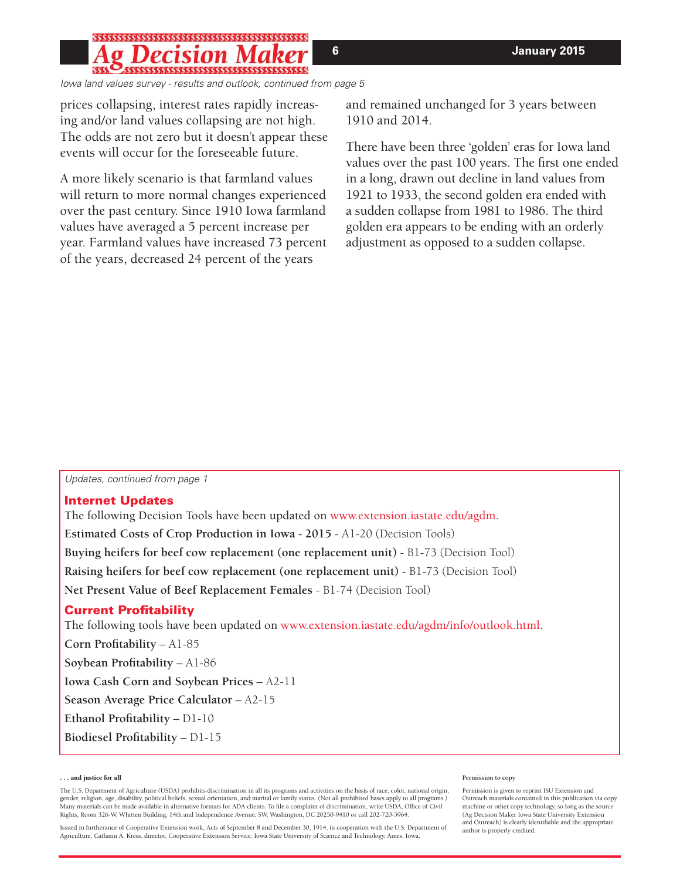*Iowa land values survey - results and outlook, continued from page 5*

prices collapsing, interest rates rapidly increasing and/or land values collapsing are not high. The odds are not zero but it doesn't appear these events will occur for the foreseeable future.

A more likely scenario is that farmland values will return to more normal changes experienced over the past century. Since 1910 Iowa farmland values have averaged a 5 percent increase per year. Farmland values have increased 73 percent of the years, decreased 24 percent of the years and remained unchanged for 3 years between 1910 and 2014.

There have been three 'golden' eras for Iowa land values over the past 100 years. The first one ended in a long, drawn out decline in land values from 1921 to 1933, the second golden era ended with a sudden collapse from 1981 to 1986. The third golden era appears to be ending with an orderly adjustment as opposed to a sudden collapse.

*Updates, continued from page 1*

## Internet Updates

The following Decision Tools have been updated on www.extension.iastate.edu/agdm.

**Estimated Costs of Crop Production in Iowa - 2015** - A1-20 (Decision Tools)

**Buying heifers for beef cow replacement (one replacement unit)** - B1-73 (Decision Tool)

**Raising heifers for beef cow replacement (one replacement unit)** - B1-73 (Decision Tool)

**Net Present Value of Beef Replacement Females** - B1-74 (Decision Tool)

## Current Profitability

The following tools have been updated on www.extension.iastate.edu/agdm/info/outlook.html.

**Corn Profitability** – A1-85

**Soybean Profitability** – A1-86

**Iowa Cash Corn and Soybean Prices** – A2-11

**Season Average Price Calculator** – A2-15

**Ethanol Profitability** – D1-10

**Biodiesel Profitability** – D1-15

**. . . and justice for all**

The U.S. Department of Agriculture (USDA) prohibits discrimination in all its programs and activities on the basis of race, color, national origin, gender, religion, age, disability, political beliefs, sexual orientation, and marital or family status. (Not all prohibited bases apply to all programs.) Many materials can be made available in alternative formats for ADA clients. To file a complaint of discrimination, write USDA, Office of Civil Rights, Room 326-W, Whitten Building, 14th and Independence Avenue, SW, Washington, DC 20250-9410 or call 202-720-5964.

Issued in furtherance of Cooperative Extension work, Acts of September 8 and December 30, 1914, in cooperation with the U.S. Department of Agriculture. Cathann A. Kress, director, Cooperative Extension Service, Iowa State University of Science and Technology, Ames, Iowa.

**Permission to copy**

Permission is given to reprint ISU Extension and Outreach materials contained in this publication via copy machine or other copy technology, so long as the source (Ag Decision Maker Iowa State University Extension and Outreach) is clearly identifiable and the appropriate author is properly credited.